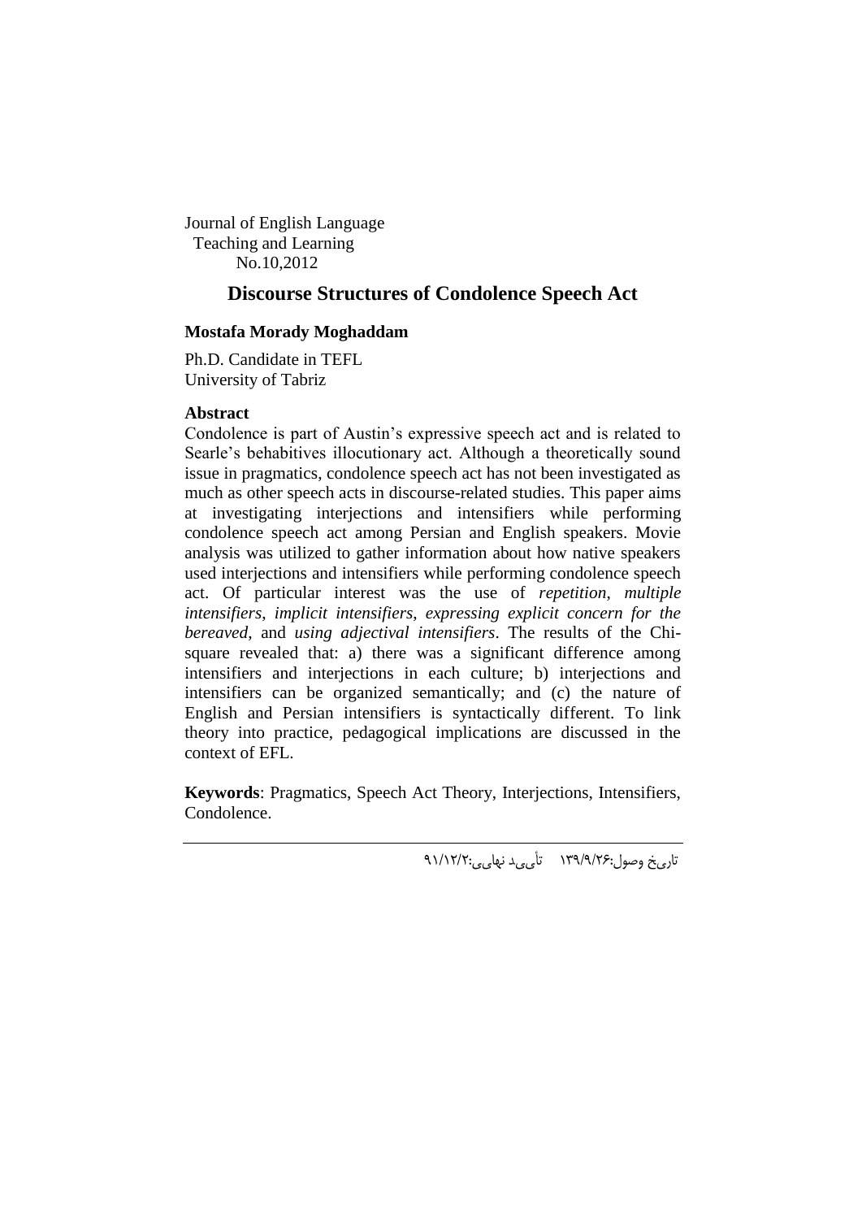Journal of English Language
Teaching and Learning
No.10,2012

# Discourse Structures of Condolence Speech Act

**Mostafa Morady Moghaddam**

Ph.D. Candidate in TEFL
University of Tabriz

**Abstract**

Condolence is part of Austin's expressive speech act and is related to Searle's behabitives illocutionary act. Although a theoretically sound issue in pragmatics, condolence speech act has not been investigated as much as other speech acts in discourse-related studies. This paper aims at investigating interjections and intensifiers while performing condolence speech act among Persian and English speakers. Movie analysis was utilized to gather information about how native speakers used interjections and intensifiers while performing condolence speech act. Of particular interest was the use of *repetition*, *multiple intensifiers*, *implicit intensifiers*, *expressing explicit concern for the bereaved*, and *using adjectival intensifiers*. The results of the Chi-square revealed that: a) there was a significant difference among intensifiers and interjections in each culture; b) interjections and intensifiers can be organized semantically; and (c) the nature of English and Persian intensifiers is syntactically different. To link theory into practice, pedagogical implications are discussed in the context of EFL.

**Keywords**: Pragmatics, Speech Act Theory, Interjections, Intensifiers, Condolence.

---

تاریخ وصول:۱۳۹/۹/۲۶ تأیید نهایی:۹۱/۱۲/۲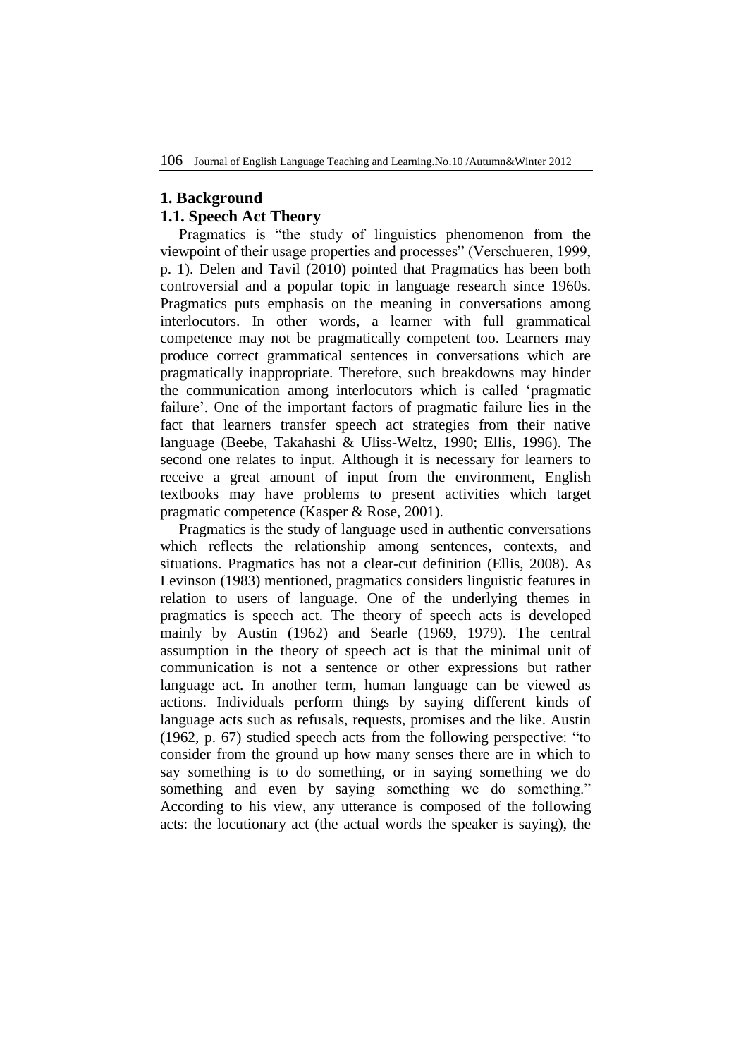## 1. Background

### 1.1. Speech Act Theory

Pragmatics is "the study of linguistics phenomenon from the viewpoint of their usage properties and processes" (Verschueren, 1999, p. 1). Delen and Tavil (2010) pointed that Pragmatics has been both controversial and a popular topic in language research since 1960s. Pragmatics puts emphasis on the meaning in conversations among interlocutors. In other words, a learner with full grammatical competence may not be pragmatically competent too. Learners may produce correct grammatical sentences in conversations which are pragmatically inappropriate. Therefore, such breakdowns may hinder the communication among interlocutors which is called 'pragmatic failure'. One of the important factors of pragmatic failure lies in the fact that learners transfer speech act strategies from their native language (Beebe, Takahashi & Uliss-Weltz, 1990; Ellis, 1996). The second one relates to input. Although it is necessary for learners to receive a great amount of input from the environment, English textbooks may have problems to present activities which target pragmatic competence (Kasper & Rose, 2001).

Pragmatics is the study of language used in authentic conversations which reflects the relationship among sentences, contexts, and situations. Pragmatics has not a clear-cut definition (Ellis, 2008). As Levinson (1983) mentioned, pragmatics considers linguistic features in relation to users of language. One of the underlying themes in pragmatics is speech act. The theory of speech acts is developed mainly by Austin (1962) and Searle (1969, 1979). The central assumption in the theory of speech act is that the minimal unit of communication is not a sentence or other expressions but rather language act. In another term, human language can be viewed as actions. Individuals perform things by saying different kinds of language acts such as refusals, requests, promises and the like. Austin (1962, p. 67) studied speech acts from the following perspective: "to consider from the ground up how many senses there are in which to say something is to do something, or in saying something we do something and even by saying something we do something." According to his view, any utterance is composed of the following acts: the locutionary act (the actual words the speaker is saying), the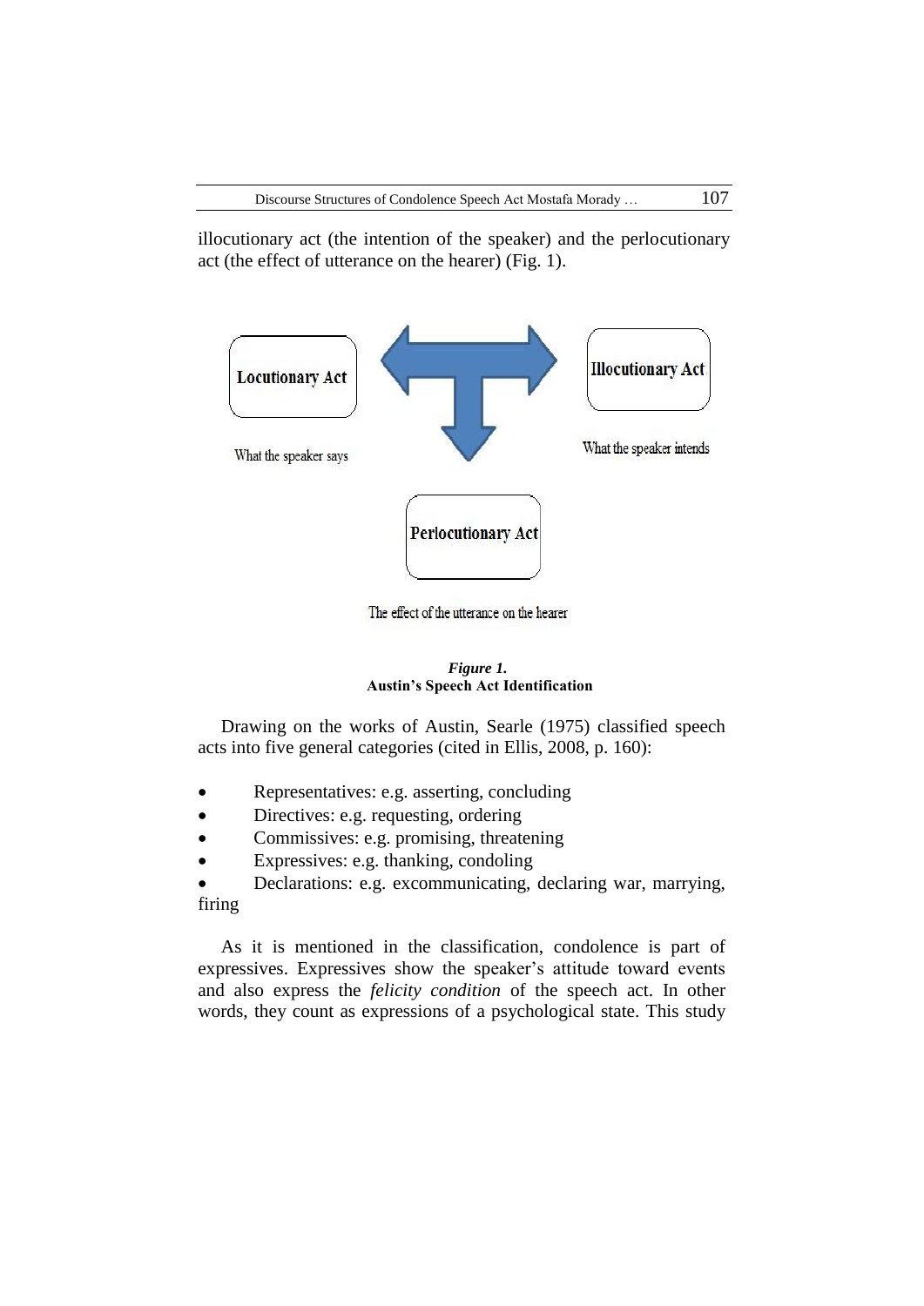illocutionary act (the intention of the speaker) and the perlocutionary act (the effect of utterance on the hearer) (Fig. 1).

Locutionary Act

What the speaker says

Illocutionary Act

What the speaker intends

Perlocutionary Act

The effect of the utterance on the hearer

***Figure 1.***
**Austin's Speech Act Identification**

Drawing on the works of Austin, Searle (1975) classified speech acts into five general categories (cited in Ellis, 2008, p. 160):

- Representatives: e.g. asserting, concluding
- Directives: e.g. requesting, ordering
- Commissives: e.g. promising, threatening
- Expressives: e.g. thanking, condoling
- Declarations: e.g. excommunicating, declaring war, marrying, firing

As it is mentioned in the classification, condolence is part of expressives. Expressives show the speaker's attitude toward events and also express the *felicity condition* of the speech act. In other words, they count as expressions of a psychological state. This study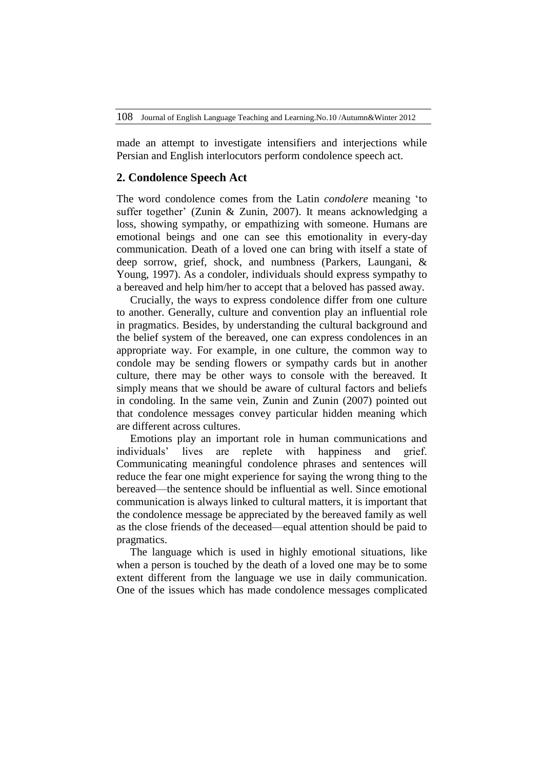made an attempt to investigate intensifiers and interjections while Persian and English interlocutors perform condolence speech act.

## 2. Condolence Speech Act

The word condolence comes from the Latin *condolere* meaning 'to suffer together' (Zunin & Zunin, 2007). It means acknowledging a loss, showing sympathy, or empathizing with someone. Humans are emotional beings and one can see this emotionality in every-day communication. Death of a loved one can bring with itself a state of deep sorrow, grief, shock, and numbness (Parkers, Laungani, & Young, 1997). As a condoler, individuals should express sympathy to a bereaved and help him/her to accept that a beloved has passed away.

Crucially, the ways to express condolence differ from one culture to another. Generally, culture and convention play an influential role in pragmatics. Besides, by understanding the cultural background and the belief system of the bereaved, one can express condolences in an appropriate way. For example, in one culture, the common way to condole may be sending flowers or sympathy cards but in another culture, there may be other ways to console with the bereaved. It simply means that we should be aware of cultural factors and beliefs in condoling. In the same vein, Zunin and Zunin (2007) pointed out that condolence messages convey particular hidden meaning which are different across cultures.

Emotions play an important role in human communications and individuals' lives are replete with happiness and grief. Communicating meaningful condolence phrases and sentences will reduce the fear one might experience for saying the wrong thing to the bereaved—the sentence should be influential as well. Since emotional communication is always linked to cultural matters, it is important that the condolence message be appreciated by the bereaved family as well as the close friends of the deceased—equal attention should be paid to pragmatics.

The language which is used in highly emotional situations, like when a person is touched by the death of a loved one may be to some extent different from the language we use in daily communication. One of the issues which has made condolence messages complicated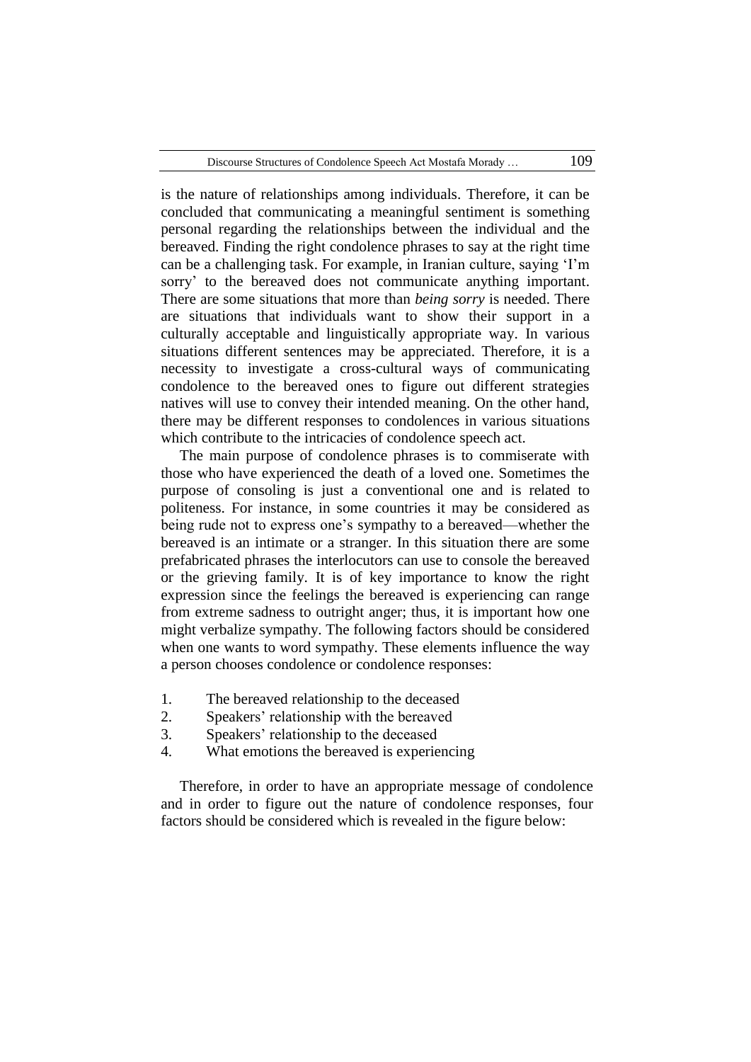is the nature of relationships among individuals. Therefore, it can be concluded that communicating a meaningful sentiment is something personal regarding the relationships between the individual and the bereaved. Finding the right condolence phrases to say at the right time can be a challenging task. For example, in Iranian culture, saying 'I'm sorry' to the bereaved does not communicate anything important. There are some situations that more than *being sorry* is needed. There are situations that individuals want to show their support in a culturally acceptable and linguistically appropriate way. In various situations different sentences may be appreciated. Therefore, it is a necessity to investigate a cross-cultural ways of communicating condolence to the bereaved ones to figure out different strategies natives will use to convey their intended meaning. On the other hand, there may be different responses to condolences in various situations which contribute to the intricacies of condolence speech act.

The main purpose of condolence phrases is to commiserate with those who have experienced the death of a loved one. Sometimes the purpose of consoling is just a conventional one and is related to politeness. For instance, in some countries it may be considered as being rude not to express one's sympathy to a bereaved—whether the bereaved is an intimate or a stranger. In this situation there are some prefabricated phrases the interlocutors can use to console the bereaved or the grieving family. It is of key importance to know the right expression since the feelings the bereaved is experiencing can range from extreme sadness to outright anger; thus, it is important how one might verbalize sympathy. The following factors should be considered when one wants to word sympathy. These elements influence the way a person chooses condolence or condolence responses:

1. The bereaved relationship to the deceased
2. Speakers' relationship with the bereaved
3. Speakers' relationship to the deceased
4. What emotions the bereaved is experiencing

Therefore, in order to have an appropriate message of condolence and in order to figure out the nature of condolence responses, four factors should be considered which is revealed in the figure below: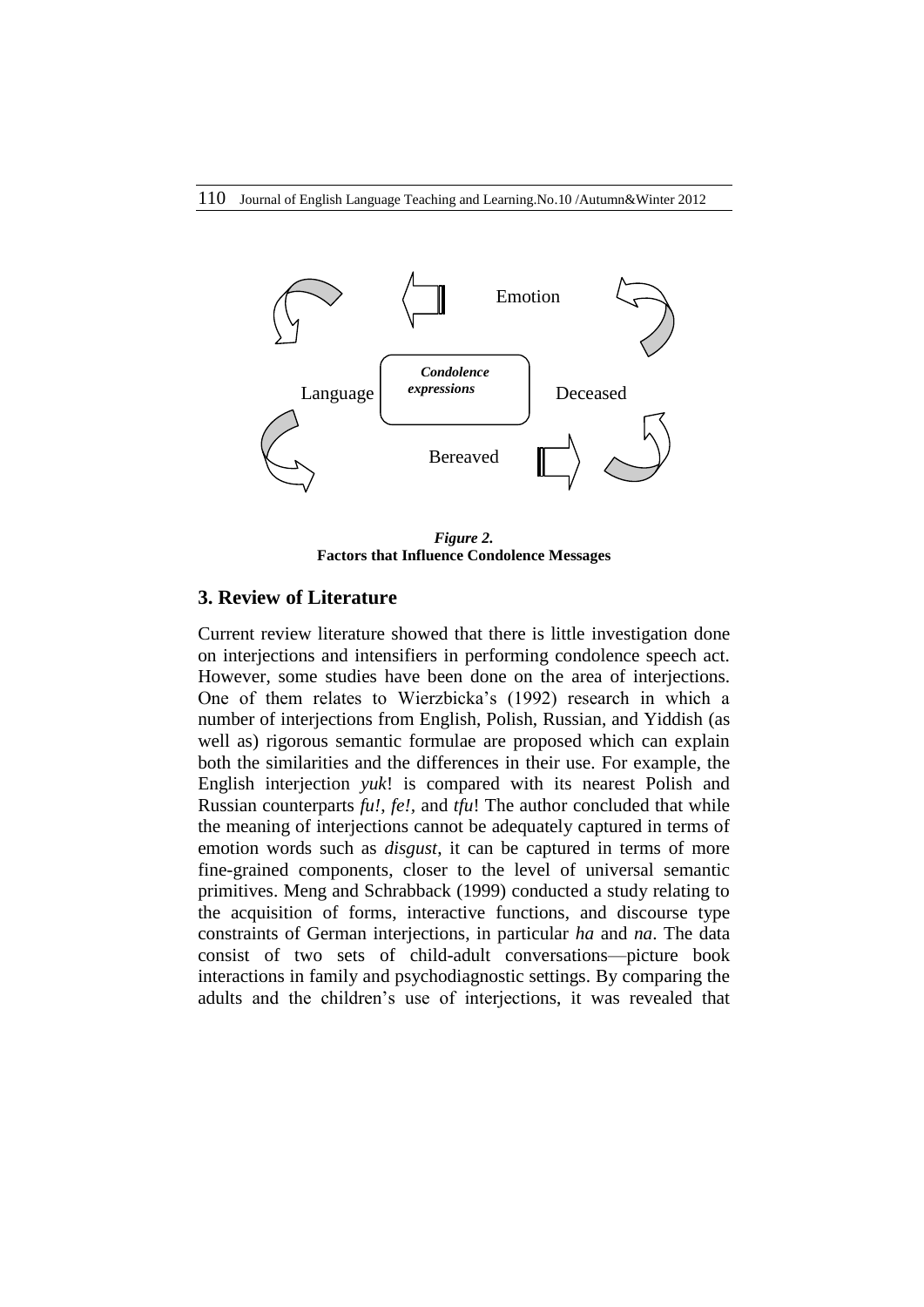*Figure 2.*
**Factors that Influence Condolence Messages**

## 3. Review of Literature

Current review literature showed that there is little investigation done on interjections and intensifiers in performing condolence speech act. However, some studies have been done on the area of interjections. One of them relates to Wierzbicka's (1992) research in which a number of interjections from English, Polish, Russian, and Yiddish (as well as) rigorous semantic formulae are proposed which can explain both the similarities and the differences in their use. For example, the English interjection *yuk*! is compared with its nearest Polish and Russian counterparts *fu!*, *fe!*, and *tfu*! The author concluded that while the meaning of interjections cannot be adequately captured in terms of emotion words such as *disgust*, it can be captured in terms of more fine-grained components, closer to the level of universal semantic primitives. Meng and Schrabback (1999) conducted a study relating to the acquisition of forms, interactive functions, and discourse type constraints of German interjections, in particular *ha* and *na*. The data consist of two sets of child-adult conversations—picture book interactions in family and psychodiagnostic settings. By comparing the adults and the children's use of interjections, it was revealed that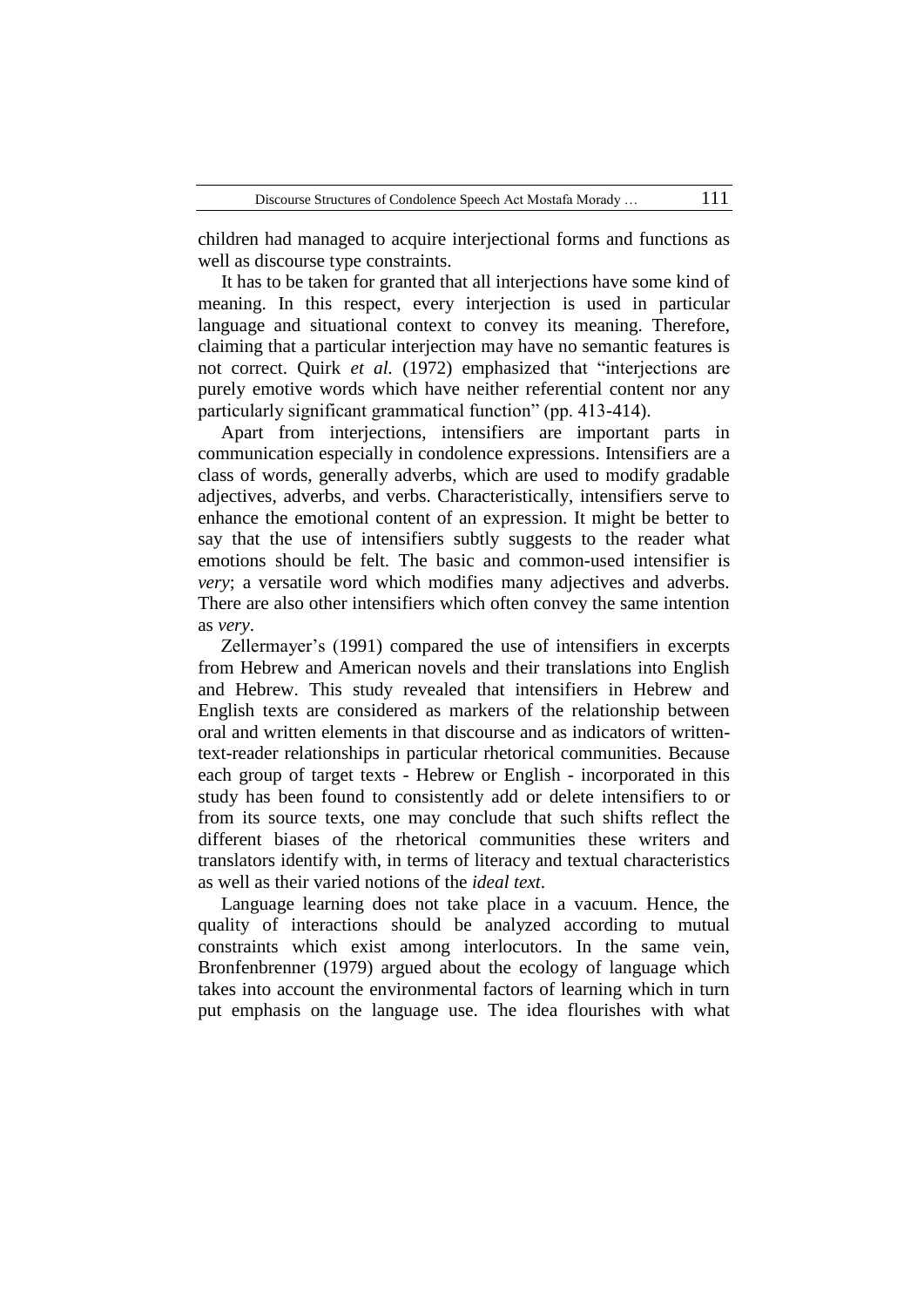children had managed to acquire interjectional forms and functions as well as discourse type constraints.

It has to be taken for granted that all interjections have some kind of meaning. In this respect, every interjection is used in particular language and situational context to convey its meaning. Therefore, claiming that a particular interjection may have no semantic features is not correct. Quirk *et al.* (1972) emphasized that "interjections are purely emotive words which have neither referential content nor any particularly significant grammatical function" (pp. 413-414).

Apart from interjections, intensifiers are important parts in communication especially in condolence expressions. Intensifiers are a class of words, generally adverbs, which are used to modify gradable adjectives, adverbs, and verbs. Characteristically, intensifiers serve to enhance the emotional content of an expression. It might be better to say that the use of intensifiers subtly suggests to the reader what emotions should be felt. The basic and common-used intensifier is *very*; a versatile word which modifies many adjectives and adverbs. There are also other intensifiers which often convey the same intention as *very*.

Zellermayer's (1991) compared the use of intensifiers in excerpts from Hebrew and American novels and their translations into English and Hebrew. This study revealed that intensifiers in Hebrew and English texts are considered as markers of the relationship between oral and written elements in that discourse and as indicators of written-text-reader relationships in particular rhetorical communities. Because each group of target texts - Hebrew or English - incorporated in this study has been found to consistently add or delete intensifiers to or from its source texts, one may conclude that such shifts reflect the different biases of the rhetorical communities these writers and translators identify with, in terms of literacy and textual characteristics as well as their varied notions of the *ideal text*.

Language learning does not take place in a vacuum. Hence, the quality of interactions should be analyzed according to mutual constraints which exist among interlocutors. In the same vein, Bronfenbrenner (1979) argued about the ecology of language which takes into account the environmental factors of learning which in turn put emphasis on the language use. The idea flourishes with what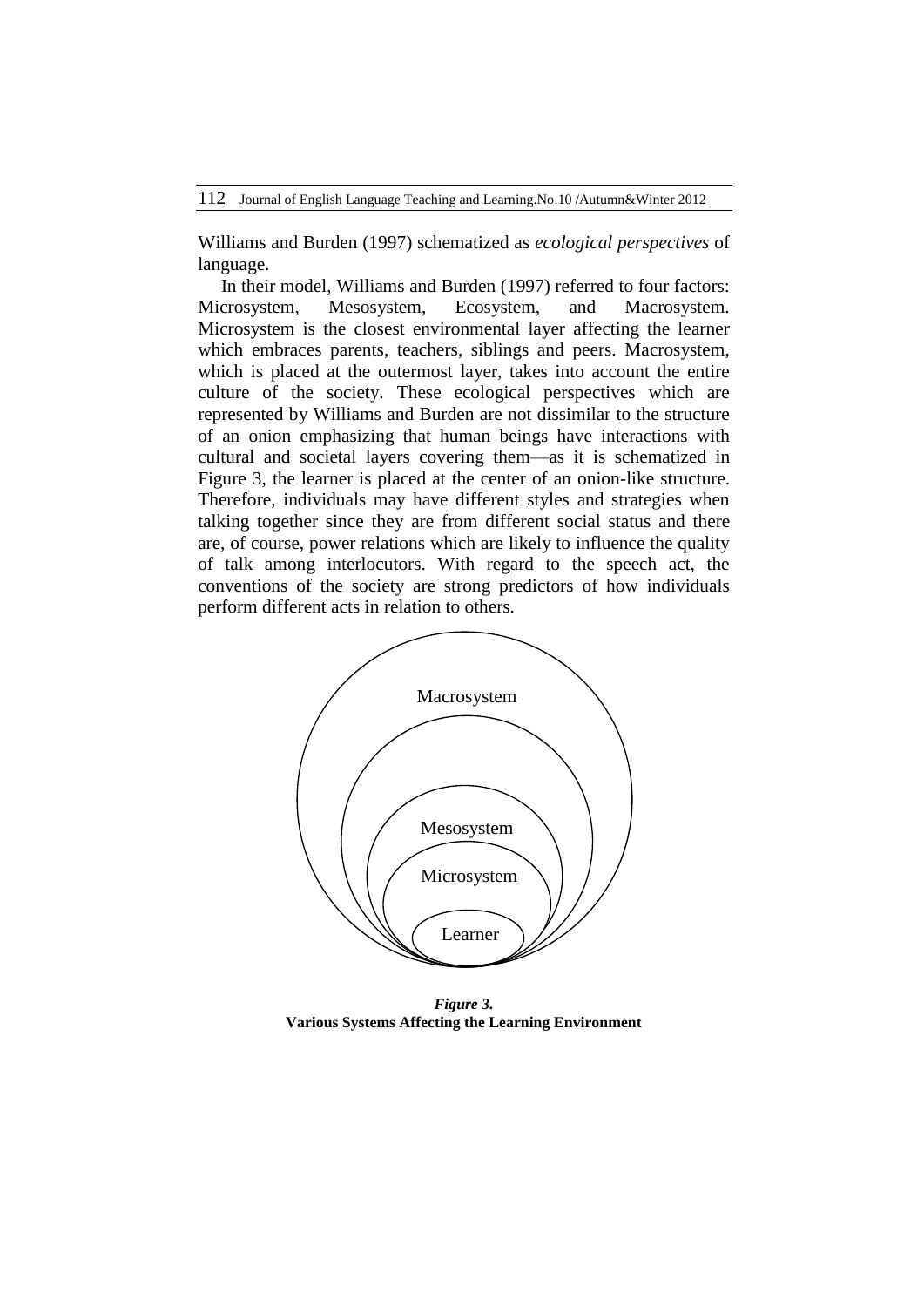Williams and Burden (1997) schematized as *ecological perspectives* of language.

In their model, Williams and Burden (1997) referred to four factors: Microsystem, Mesosystem, Ecosystem, and Macrosystem. Microsystem is the closest environmental layer affecting the learner which embraces parents, teachers, siblings and peers. Macrosystem, which is placed at the outermost layer, takes into account the entire culture of the society. These ecological perspectives which are represented by Williams and Burden are not dissimilar to the structure of an onion emphasizing that human beings have interactions with cultural and societal layers covering them—as it is schematized in Figure 3, the learner is placed at the center of an onion-like structure. Therefore, individuals may have different styles and strategies when talking together since they are from different social status and there are, of course, power relations which are likely to influence the quality of talk among interlocutors. With regard to the speech act, the conventions of the society are strong predictors of how individuals perform different acts in relation to others.

Macrosystem

Mesosystem

Microsystem

Learner

***Figure 3.***
**Various Systems Affecting the Learning Environment**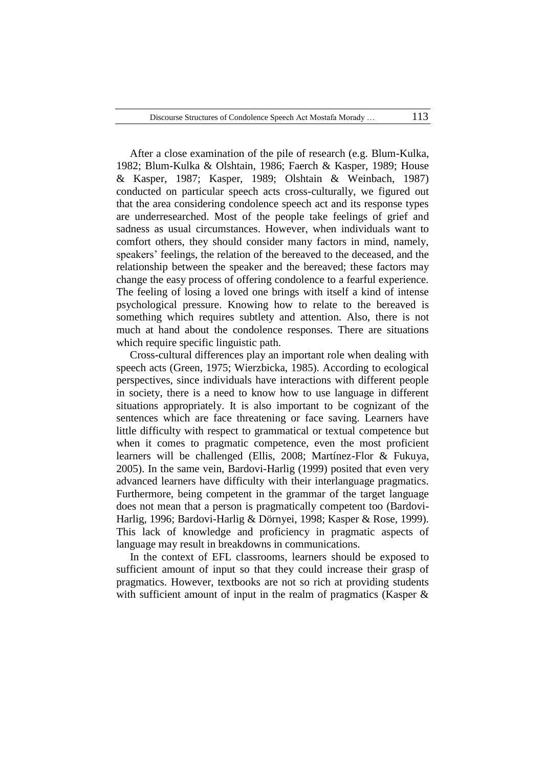After a close examination of the pile of research (e.g. Blum-Kulka, 1982; Blum-Kulka & Olshtain, 1986; Faerch & Kasper, 1989; House & Kasper, 1987; Kasper, 1989; Olshtain & Weinbach, 1987) conducted on particular speech acts cross-culturally, we figured out that the area considering condolence speech act and its response types are underresearched. Most of the people take feelings of grief and sadness as usual circumstances. However, when individuals want to comfort others, they should consider many factors in mind, namely, speakers' feelings, the relation of the bereaved to the deceased, and the relationship between the speaker and the bereaved; these factors may change the easy process of offering condolence to a fearful experience. The feeling of losing a loved one brings with itself a kind of intense psychological pressure. Knowing how to relate to the bereaved is something which requires subtlety and attention. Also, there is not much at hand about the condolence responses. There are situations which require specific linguistic path.

Cross-cultural differences play an important role when dealing with speech acts (Green, 1975; Wierzbicka, 1985). According to ecological perspectives, since individuals have interactions with different people in society, there is a need to know how to use language in different situations appropriately. It is also important to be cognizant of the sentences which are face threatening or face saving. Learners have little difficulty with respect to grammatical or textual competence but when it comes to pragmatic competence, even the most proficient learners will be challenged (Ellis, 2008; Martínez-Flor & Fukuya, 2005). In the same vein, Bardovi-Harlig (1999) posited that even very advanced learners have difficulty with their interlanguage pragmatics. Furthermore, being competent in the grammar of the target language does not mean that a person is pragmatically competent too (Bardovi-Harlig, 1996; Bardovi-Harlig & Dörnyei, 1998; Kasper & Rose, 1999). This lack of knowledge and proficiency in pragmatic aspects of language may result in breakdowns in communications.

In the context of EFL classrooms, learners should be exposed to sufficient amount of input so that they could increase their grasp of pragmatics. However, textbooks are not so rich at providing students with sufficient amount of input in the realm of pragmatics (Kasper &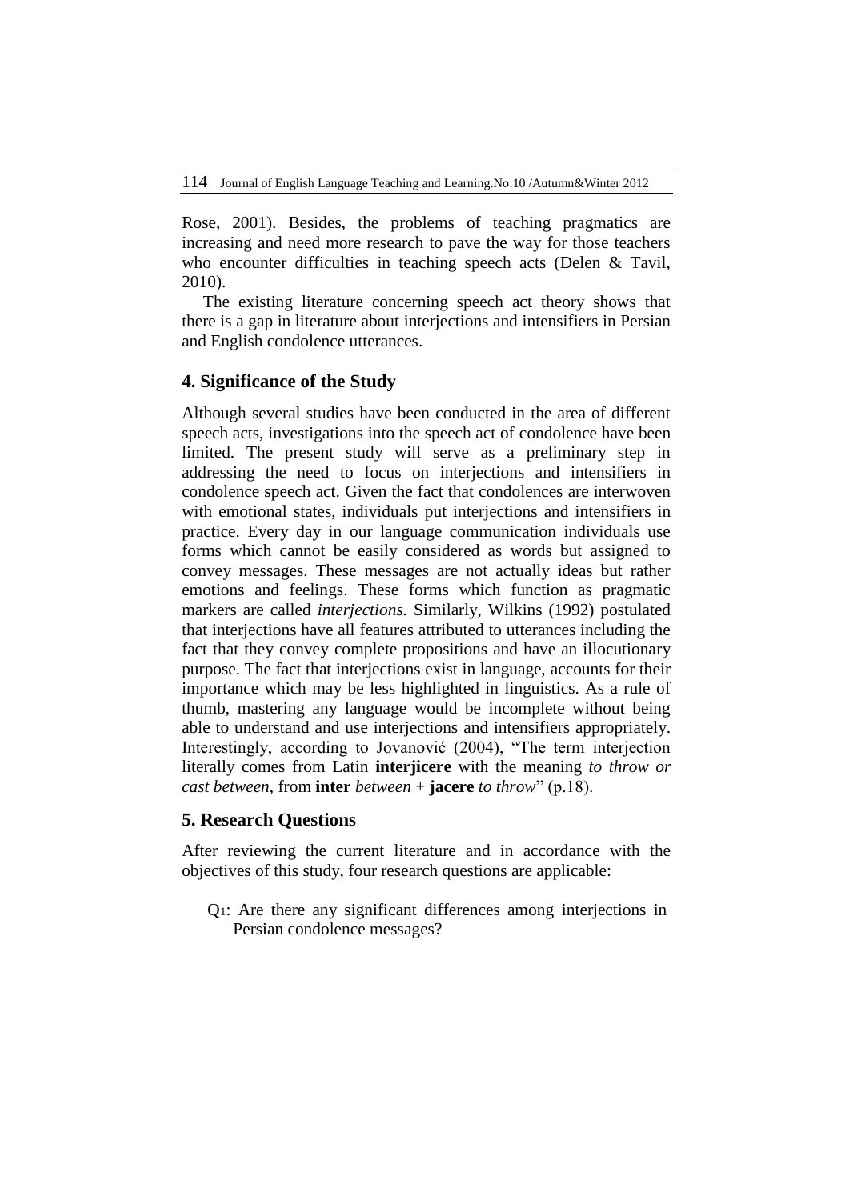Rose, 2001). Besides, the problems of teaching pragmatics are increasing and need more research to pave the way for those teachers who encounter difficulties in teaching speech acts (Delen & Tavil, 2010).

The existing literature concerning speech act theory shows that there is a gap in literature about interjections and intensifiers in Persian and English condolence utterances.

## 4. Significance of the Study

Although several studies have been conducted in the area of different speech acts, investigations into the speech act of condolence have been limited. The present study will serve as a preliminary step in addressing the need to focus on interjections and intensifiers in condolence speech act. Given the fact that condolences are interwoven with emotional states, individuals put interjections and intensifiers in practice. Every day in our language communication individuals use forms which cannot be easily considered as words but assigned to convey messages. These messages are not actually ideas but rather emotions and feelings. These forms which function as pragmatic markers are called *interjections.* Similarly, Wilkins (1992) postulated that interjections have all features attributed to utterances including the fact that they convey complete propositions and have an illocutionary purpose. The fact that interjections exist in language, accounts for their importance which may be less highlighted in linguistics. As a rule of thumb, mastering any language would be incomplete without being able to understand and use interjections and intensifiers appropriately. Interestingly, according to Jovanović (2004), "The term interjection literally comes from Latin **interjicere** with the meaning *to throw or cast between*, from **inter** *between* + **jacere** *to throw*" (p.18).

## 5. Research Questions

After reviewing the current literature and in accordance with the objectives of this study, four research questions are applicable:

Q1: Are there any significant differences among interjections in Persian condolence messages?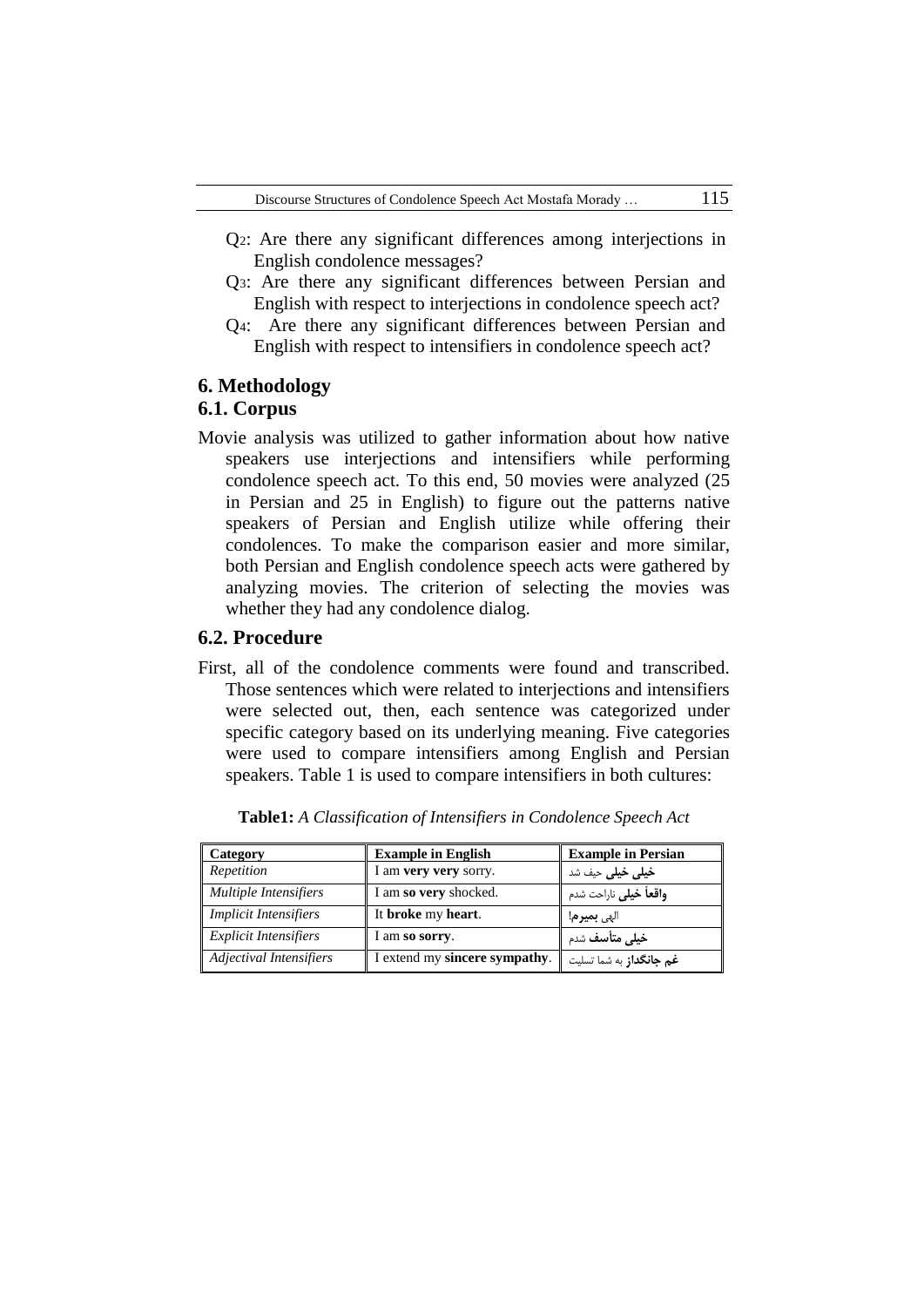Q2: Are there any significant differences among interjections in English condolence messages?

Q3: Are there any significant differences between Persian and English with respect to interjections in condolence speech act?

Q4: Are there any significant differences between Persian and English with respect to intensifiers in condolence speech act?

## 6. Methodology

### 6.1. Corpus

Movie analysis was utilized to gather information about how native speakers use interjections and intensifiers while performing condolence speech act. To this end, 50 movies were analyzed (25 in Persian and 25 in English) to figure out the patterns native speakers of Persian and English utilize while offering their condolences. To make the comparison easier and more similar, both Persian and English condolence speech acts were gathered by analyzing movies. The criterion of selecting the movies was whether they had any condolence dialog.

### 6.2. Procedure

First, all of the condolence comments were found and transcribed. Those sentences which were related to interjections and intensifiers were selected out, then, each sentence was categorized under specific category based on its underlying meaning. Five categories were used to compare intensifiers among English and Persian speakers. Table 1 is used to compare intensifiers in both cultures:

**Table1:** *A Classification of Intensifiers in Condolence Speech Act*

| Category | Example in English | Example in Persian |
|---|---|---|
| *Repetition* | I am **very very** sorry. | **خیلی خیلی** حیف شد |
| *Multiple Intensifiers* | I am **so very** shocked. | **واقعاً خیلی** ناراحت شدم |
| *Implicit Intensifiers* | It **broke** my **heart**. | الهی **بمیرم!** |
| *Explicit Intensifiers* | I am **so sorry**. | **خیلی متأسف** شدم |
| *Adjectival Intensifiers* | I extend my **sincere sympathy**. | **غم جانگداز** به شما تسلیت |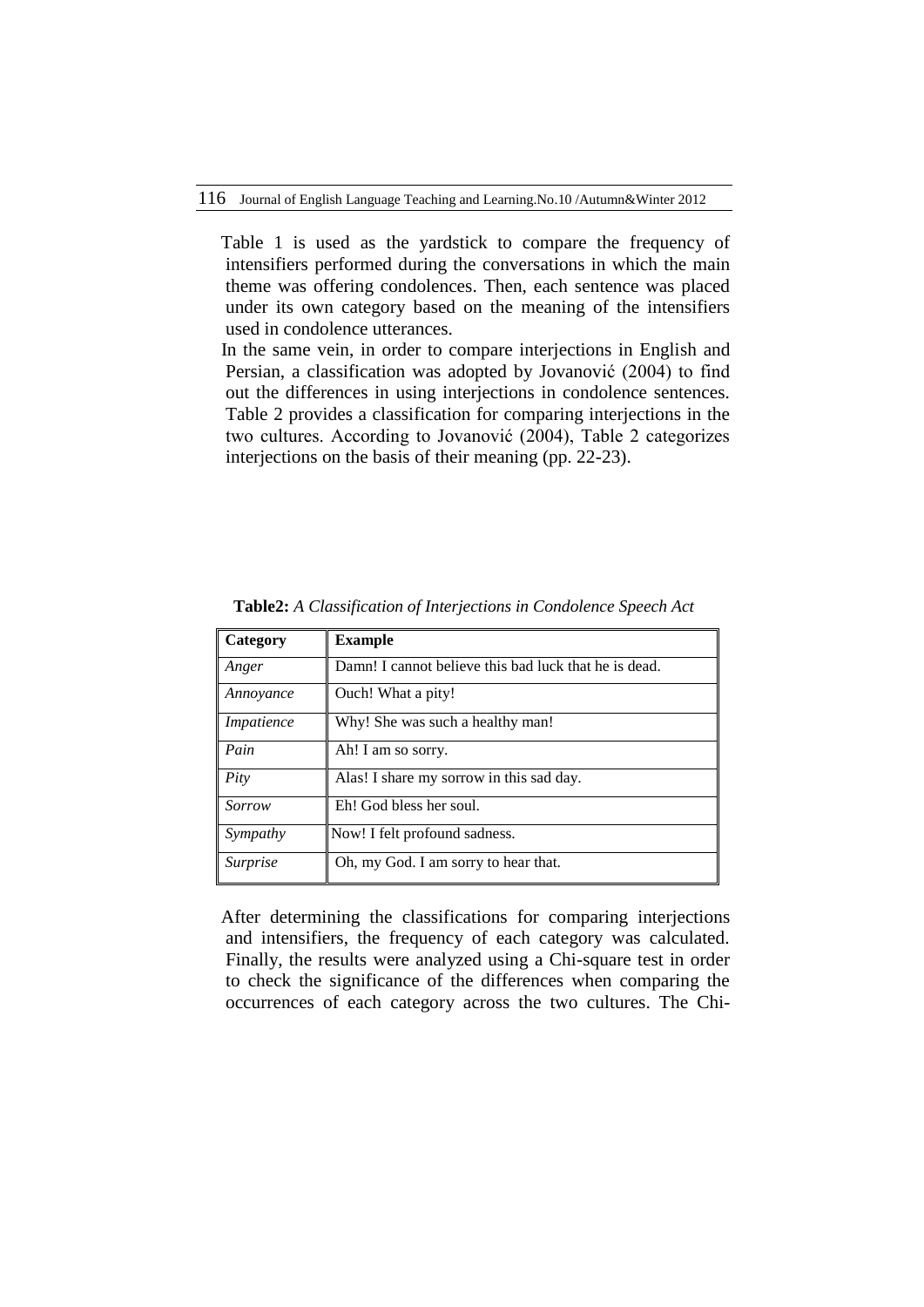Table 1 is used as the yardstick to compare the frequency of intensifiers performed during the conversations in which the main theme was offering condolences. Then, each sentence was placed under its own category based on the meaning of the intensifiers used in condolence utterances.

In the same vein, in order to compare interjections in English and Persian, a classification was adopted by Jovanović (2004) to find out the differences in using interjections in condolence sentences. Table 2 provides a classification for comparing interjections in the two cultures. According to Jovanović (2004), Table 2 categorizes interjections on the basis of their meaning (pp. 22-23).

**Table2:** *A Classification of Interjections in Condolence Speech Act*

| Category | Example |
|---|---|
| *Anger* | Damn! I cannot believe this bad luck that he is dead. |
| *Annoyance* | Ouch! What a pity! |
| *Impatience* | Why! She was such a healthy man! |
| *Pain* | Ah! I am so sorry. |
| *Pity* | Alas! I share my sorrow in this sad day. |
| *Sorrow* | Eh! God bless her soul. |
| *Sympathy* | Now! I felt profound sadness. |
| *Surprise* | Oh, my God. I am sorry to hear that. |

After determining the classifications for comparing interjections and intensifiers, the frequency of each category was calculated. Finally, the results were analyzed using a Chi-square test in order to check the significance of the differences when comparing the occurrences of each category across the two cultures. The Chi-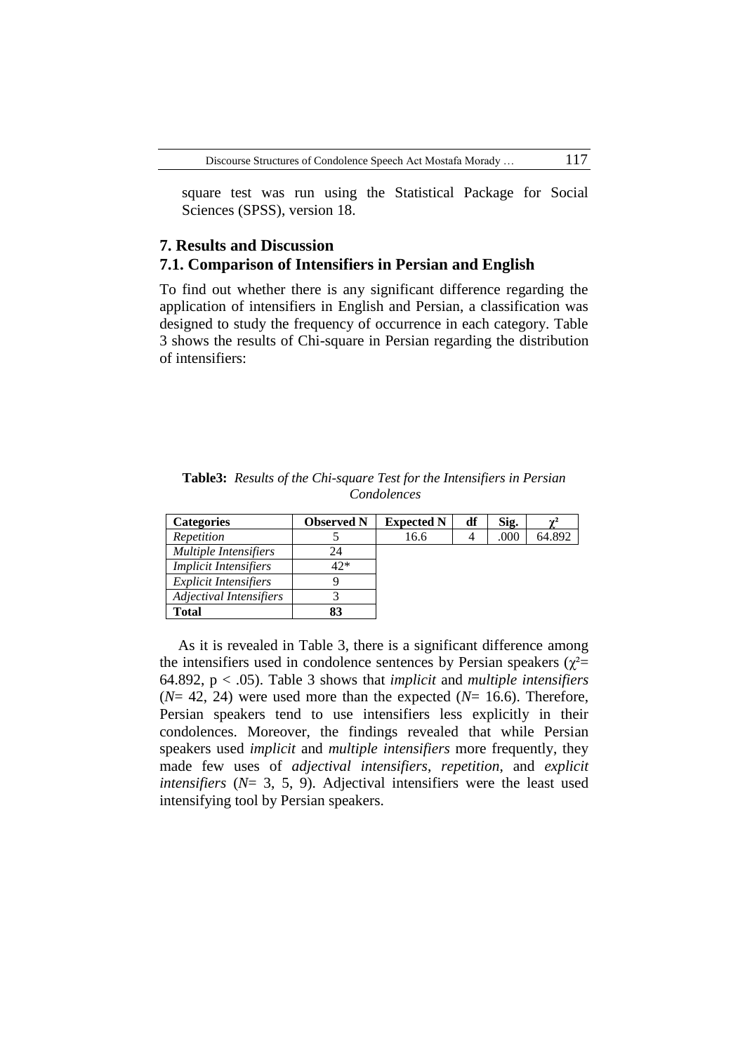square test was run using the Statistical Package for Social Sciences (SPSS), version 18.

## 7. Results and Discussion

### 7.1. Comparison of Intensifiers in Persian and English

To find out whether there is any significant difference regarding the application of intensifiers in English and Persian, a classification was designed to study the frequency of occurrence in each category. Table 3 shows the results of Chi-square in Persian regarding the distribution of intensifiers:

**Table3:** *Results of the Chi-square Test for the Intensifiers in Persian Condolences*

| Categories | Observed N | Expected N | df | Sig. | $\chi^2$ |
|---|---|---|---|---|---|
| *Repetition* | 5 | 16.6 | 4 | .000 | 64.892 |
| *Multiple Intensifiers* | 24 | | | | |
| *Implicit Intensifiers* | 42* | | | | |
| *Explicit Intensifiers* | 9 | | | | |
| *Adjectival Intensifiers* | 3 | | | | |
| **Total** | **83** | | | | |

As it is revealed in Table 3, there is a significant difference among the intensifiers used in condolence sentences by Persian speakers ($\chi^2$= 64.892, $p < .05$). Table 3 shows that *implicit* and *multiple intensifiers* (*N*= 42, 24) were used more than the expected (*N*= 16.6). Therefore, Persian speakers tend to use intensifiers less explicitly in their condolences. Moreover, the findings revealed that while Persian speakers used *implicit* and *multiple intensifiers* more frequently, they made few uses of *adjectival intensifiers*, *repetition*, and *explicit intensifiers* (*N*= 3, 5, 9). Adjectival intensifiers were the least used intensifying tool by Persian speakers.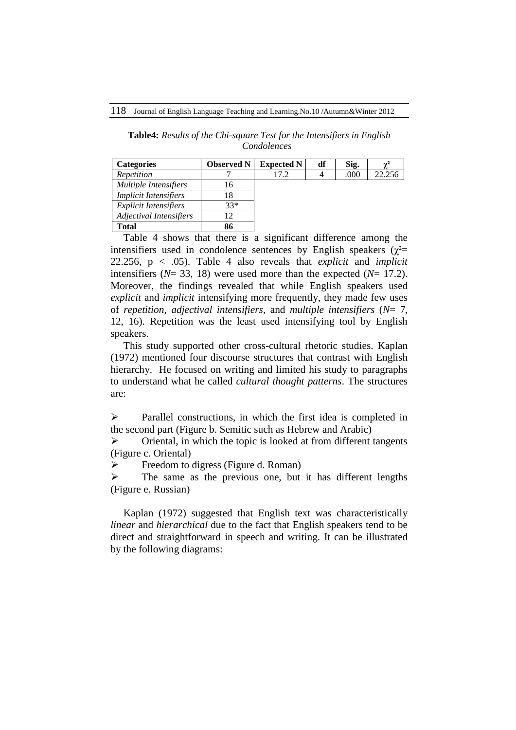**Table4:** *Results of the Chi-square Test for the Intensifiers in English Condolences*

| Categories | Observed N | Expected N | df | Sig. | $\chi^2$ |
|---|---|---|---|---|---|
| *Repetition* | 7 | 17.2 | 4 | .000 | 22.256 |
| *Multiple Intensifiers* | 16 | | | | |
| *Implicit Intensifiers* | 18 | | | | |
| *Explicit Intensifiers* | 33* | | | | |
| *Adjectival Intensifiers* | 12 | | | | |
| **Total** | **86** | | | | |

Table 4 shows that there is a significant difference among the intensifiers used in condolence sentences by English speakers ($\chi^2$= 22.256, $p < .05$). Table 4 also reveals that *explicit* and *implicit* intensifiers (*N*= 33, 18) were used more than the expected (*N*= 17.2). Moreover, the findings revealed that while English speakers used *explicit* and *implicit* intensifying more frequently, they made few uses of *repetition*, *adjectival intensifiers*, and *multiple intensifiers* (*N*= 7, 12, 16). Repetition was the least used intensifying tool by English speakers.

This study supported other cross-cultural rhetoric studies. Kaplan (1972) mentioned four discourse structures that contrast with English hierarchy. He focused on writing and limited his study to paragraphs to understand what he called *cultural thought patterns*. The structures are:

- Parallel constructions, in which the first idea is completed in the second part (Figure b. Semitic such as Hebrew and Arabic)
- Oriental, in which the topic is looked at from different tangents (Figure c. Oriental)
- Freedom to digress (Figure d. Roman)
- The same as the previous one, but it has different lengths (Figure e. Russian)

Kaplan (1972) suggested that English text was characteristically *linear* and *hierarchical* due to the fact that English speakers tend to be direct and straightforward in speech and writing. It can be illustrated by the following diagrams: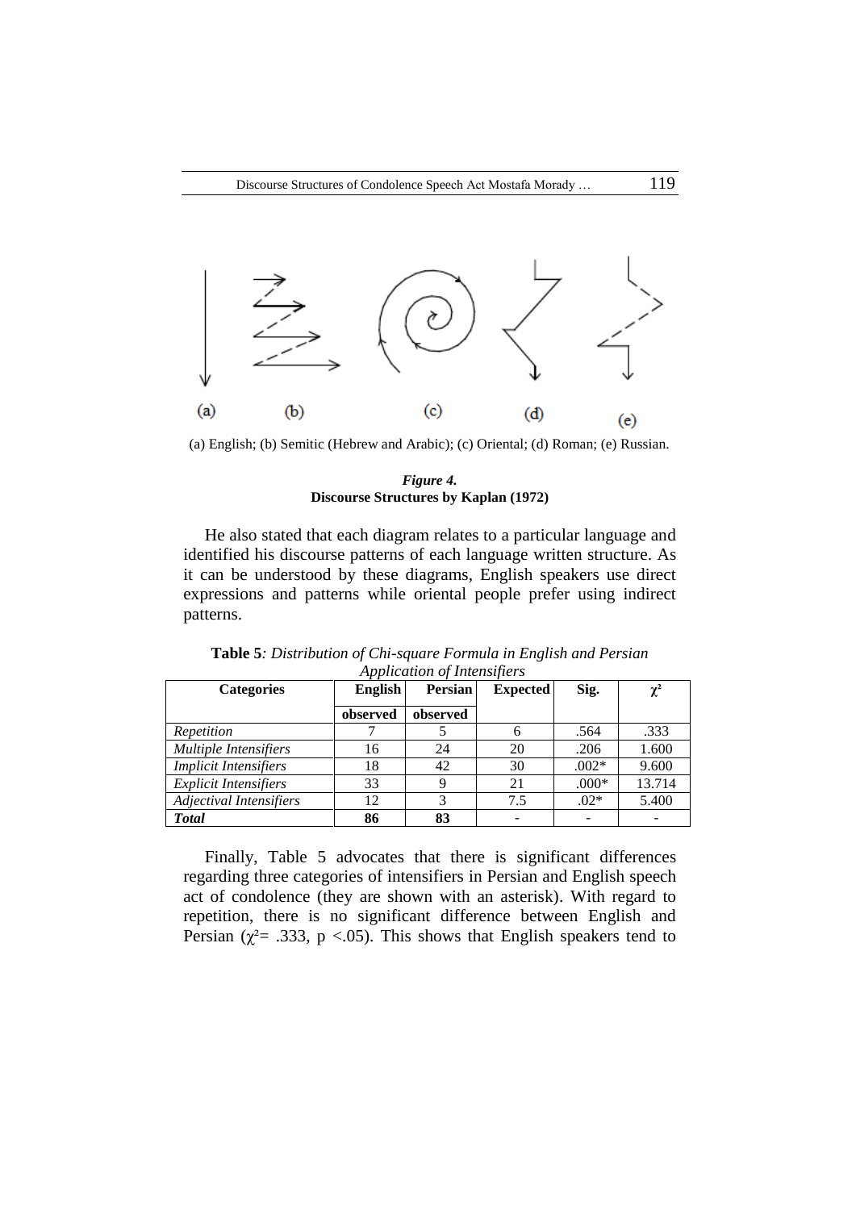(a) English; (b) Semitic (Hebrew and Arabic); (c) Oriental; (d) Roman; (e) Russian.

***Figure 4.***
**Discourse Structures by Kaplan (1972)**

He also stated that each diagram relates to a particular language and identified his discourse patterns of each language written structure. As it can be understood by these diagrams, English speakers use direct expressions and patterns while oriental people prefer using indirect patterns.

**Table 5***: Distribution of Chi-square Formula in English and Persian Application of Intensifiers*

| Categories | English | Persian | Expected | Sig. | $\chi^2$ |
|---|---|---|---|---|---|
| | observed | observed | | | |
| *Repetition* | 7 | 5 | 6 | .564 | .333 |
| *Multiple Intensifiers* | 16 | 24 | 20 | .206 | 1.600 |
| *Implicit Intensifiers* | 18 | 42 | 30 | .002* | 9.600 |
| *Explicit Intensifiers* | 33 | 9 | 21 | .000* | 13.714 |
| *Adjectival Intensifiers* | 12 | 3 | 7.5 | .02* | 5.400 |
| ***Total*** | **86** | **83** | - | - | - |

Finally, Table 5 advocates that there is significant differences regarding three categories of intensifiers in Persian and English speech act of condolence (they are shown with an asterisk). With regard to repetition, there is no significant difference between English and Persian ($\chi^2$= .333, $p$ <.05). This shows that English speakers tend to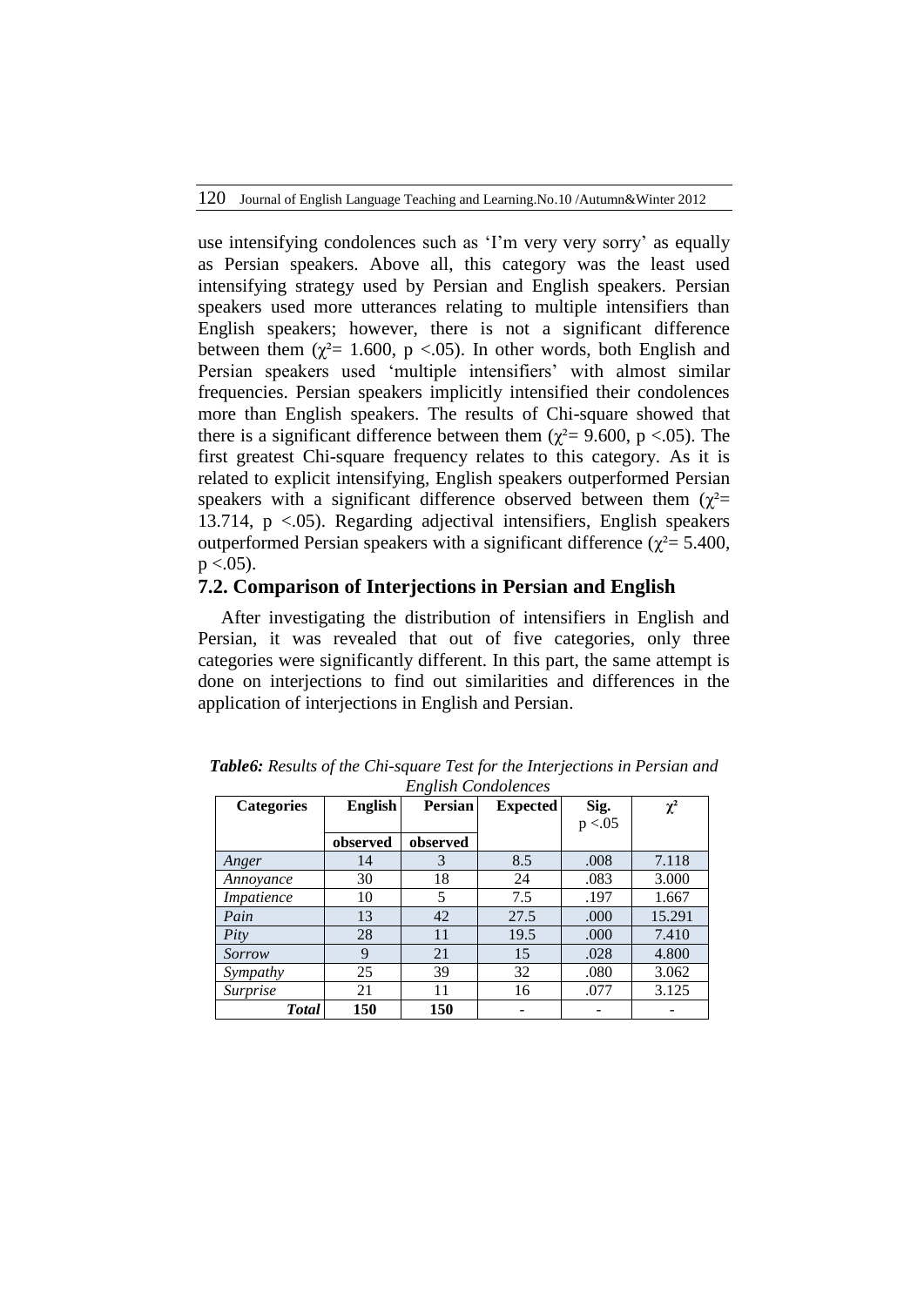use intensifying condolences such as 'I'm very very sorry' as equally as Persian speakers. Above all, this category was the least used intensifying strategy used by Persian and English speakers. Persian speakers used more utterances relating to multiple intensifiers than English speakers; however, there is not a significant difference between them ($\chi^2$= 1.600, $p <.05$). In other words, both English and Persian speakers used 'multiple intensifiers' with almost similar frequencies. Persian speakers implicitly intensified their condolences more than English speakers. The results of Chi-square showed that there is a significant difference between them ($\chi^2$= 9.600, $p <.05$). The first greatest Chi-square frequency relates to this category. As it is related to explicit intensifying, English speakers outperformed Persian speakers with a significant difference observed between them ($\chi^2$= 13.714, $p <.05$). Regarding adjectival intensifiers, English speakers outperformed Persian speakers with a significant difference ($\chi^2$= 5.400, $p <.05$).

## 7.2. Comparison of Interjections in Persian and English

After investigating the distribution of intensifiers in English and Persian, it was revealed that out of five categories, only three categories were significantly different. In this part, the same attempt is done on interjections to find out similarities and differences in the application of interjections in English and Persian.

***Table6:*** *Results of the Chi-square Test for the Interjections in Persian and English Condolences*

| Categories | English | Persian | Expected | Sig. $p <.05$ | $\chi^2$ |
|---|---|---|---|---|---|
| | observed | observed | | | |
| *Anger* | 14 | 3 | 8.5 | .008 | 7.118 |
| *Annoyance* | 30 | 18 | 24 | .083 | 3.000 |
| *Impatience* | 10 | 5 | 7.5 | .197 | 1.667 |
| *Pain* | 13 | 42 | 27.5 | .000 | 15.291 |
| *Pity* | 28 | 11 | 19.5 | .000 | 7.410 |
| *Sorrow* | 9 | 21 | 15 | .028 | 4.800 |
| *Sympathy* | 25 | 39 | 32 | .080 | 3.062 |
| *Surprise* | 21 | 11 | 16 | .077 | 3.125 |
| ***Total*** | **150** | **150** | - | - | - |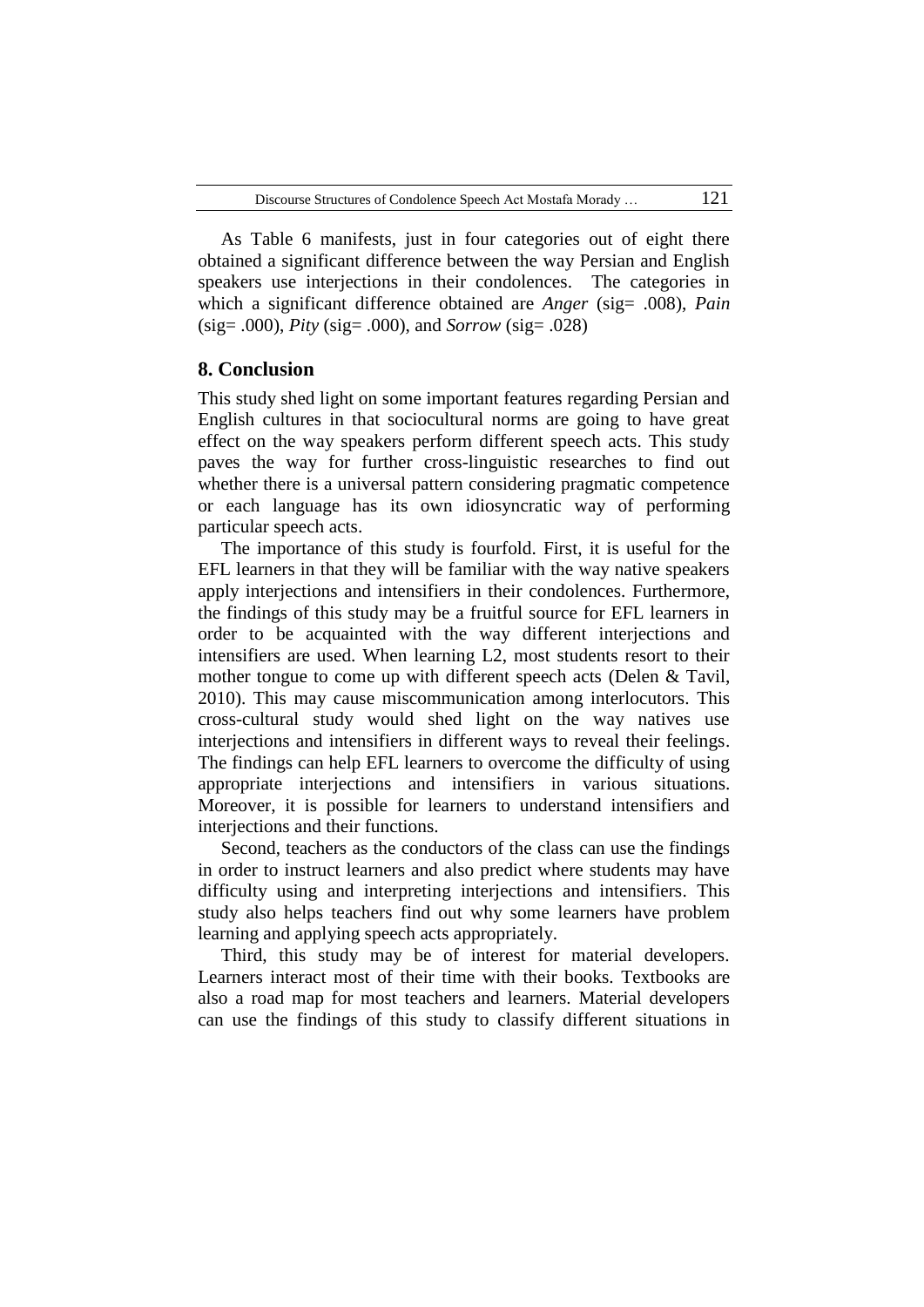As Table 6 manifests, just in four categories out of eight there obtained a significant difference between the way Persian and English speakers use interjections in their condolences. The categories in which a significant difference obtained are *Anger* (sig= .008), *Pain* (sig= .000), *Pity* (sig= .000), and *Sorrow* (sig= .028)

## 8. Conclusion

This study shed light on some important features regarding Persian and English cultures in that sociocultural norms are going to have great effect on the way speakers perform different speech acts. This study paves the way for further cross-linguistic researches to find out whether there is a universal pattern considering pragmatic competence or each language has its own idiosyncratic way of performing particular speech acts.

The importance of this study is fourfold. First, it is useful for the EFL learners in that they will be familiar with the way native speakers apply interjections and intensifiers in their condolences. Furthermore, the findings of this study may be a fruitful source for EFL learners in order to be acquainted with the way different interjections and intensifiers are used. When learning L2, most students resort to their mother tongue to come up with different speech acts (Delen & Tavil, 2010). This may cause miscommunication among interlocutors. This cross-cultural study would shed light on the way natives use interjections and intensifiers in different ways to reveal their feelings. The findings can help EFL learners to overcome the difficulty of using appropriate interjections and intensifiers in various situations. Moreover, it is possible for learners to understand intensifiers and interjections and their functions.

Second, teachers as the conductors of the class can use the findings in order to instruct learners and also predict where students may have difficulty using and interpreting interjections and intensifiers. This study also helps teachers find out why some learners have problem learning and applying speech acts appropriately.

Third, this study may be of interest for material developers. Learners interact most of their time with their books. Textbooks are also a road map for most teachers and learners. Material developers can use the findings of this study to classify different situations in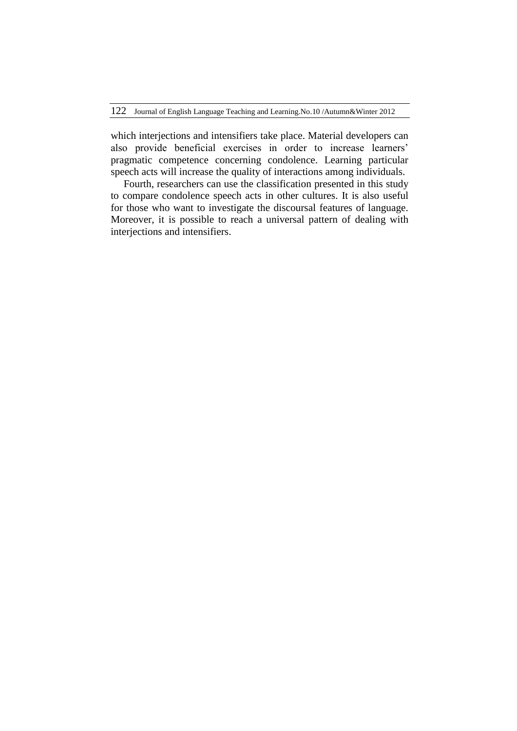which interjections and intensifiers take place. Material developers can also provide beneficial exercises in order to increase learners' pragmatic competence concerning condolence. Learning particular speech acts will increase the quality of interactions among individuals.

Fourth, researchers can use the classification presented in this study to compare condolence speech acts in other cultures. It is also useful for those who want to investigate the discoursal features of language. Moreover, it is possible to reach a universal pattern of dealing with interjections and intensifiers.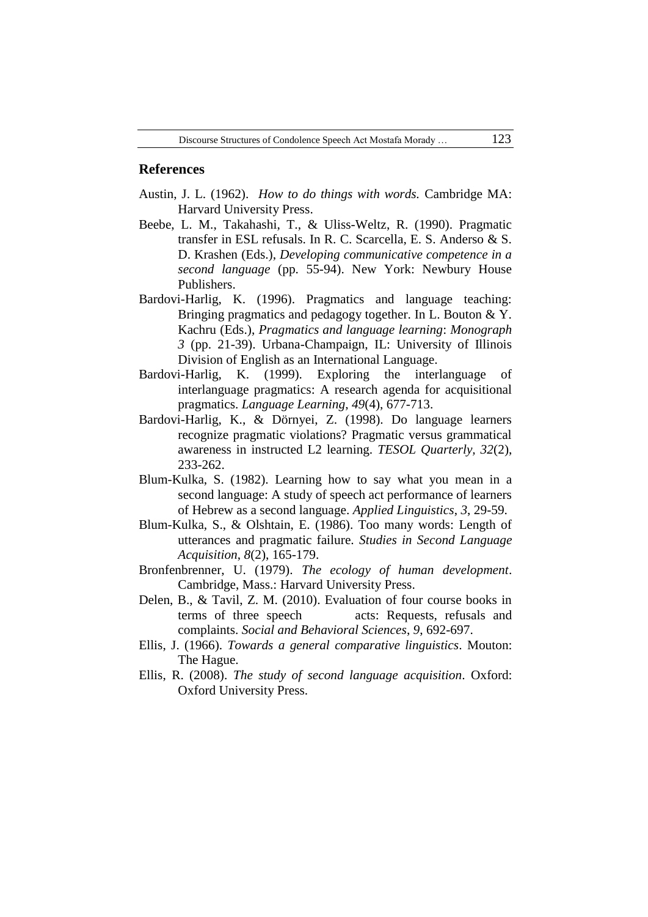## References

Austin, J. L. (1962). *How to do things with words.* Cambridge MA: Harvard University Press.

Beebe, L. M., Takahashi, T., & Uliss-Weltz, R. (1990). Pragmatic transfer in ESL refusals. In R. C. Scarcella, E. S. Anderso & S. D. Krashen (Eds.), *Developing communicative competence in a second language* (pp. 55-94). New York: Newbury House Publishers.

Bardovi-Harlig, K. (1996). Pragmatics and language teaching: Bringing pragmatics and pedagogy together. In L. Bouton & Y. Kachru (Eds.), *Pragmatics and language learning*: *Monograph 3* (pp. 21-39). Urbana-Champaign, IL: University of Illinois Division of English as an International Language.

Bardovi-Harlig, K. (1999). Exploring the interlanguage of interlanguage pragmatics: A research agenda for acquisitional pragmatics. *Language Learning*, *49*(4), 677-713.

Bardovi-Harlig, K., & Dörnyei, Z. (1998). Do language learners recognize pragmatic violations? Pragmatic versus grammatical awareness in instructed L2 learning. *TESOL Quarterly, 32*(2), 233-262.

Blum-Kulka, S. (1982). Learning how to say what you mean in a second language: A study of speech act performance of learners of Hebrew as a second language. *Applied Linguistics*, *3*, 29-59.

Blum-Kulka, S., & Olshtain, E. (1986). Too many words: Length of utterances and pragmatic failure. *Studies in Second Language Acquisition*, *8*(2), 165-179.

Bronfenbrenner, U. (1979). *The ecology of human development*. Cambridge, Mass.: Harvard University Press.

Delen, B., & Tavil, Z. M. (2010). Evaluation of four course books in terms of three speech acts: Requests, refusals and complaints. *Social and Behavioral Sciences*, *9*, 692-697.

Ellis, J. (1966). *Towards a general comparative linguistics*. Mouton: The Hague.

Ellis, R. (2008). *The study of second language acquisition*. Oxford: Oxford University Press.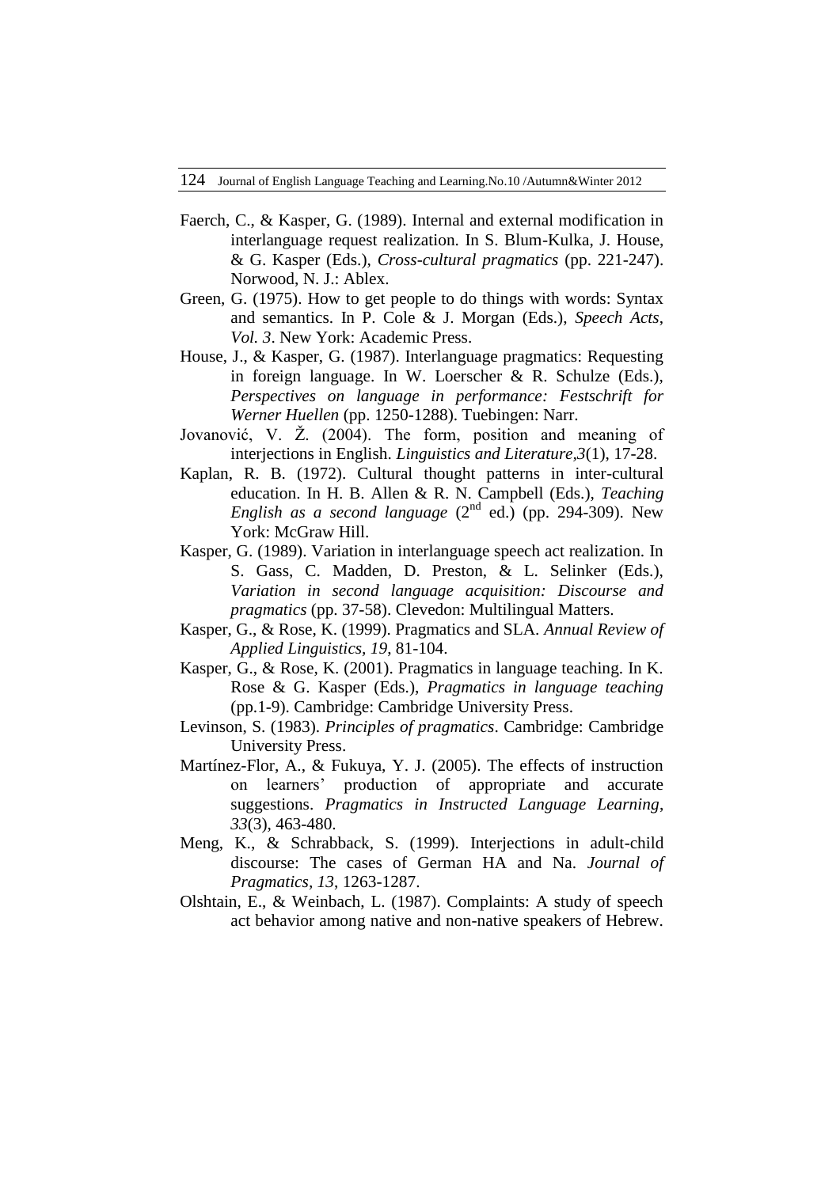Faerch, C., & Kasper, G. (1989). Internal and external modification in interlanguage request realization. In S. Blum-Kulka, J. House, & G. Kasper (Eds.), *Cross-cultural pragmatics* (pp. 221-247). Norwood, N. J.: Ablex.

Green, G. (1975). How to get people to do things with words: Syntax and semantics. In P. Cole & J. Morgan (Eds.), *Speech Acts, Vol. 3*. New York: Academic Press.

House, J., & Kasper, G. (1987). Interlanguage pragmatics: Requesting in foreign language. In W. Loerscher & R. Schulze (Eds.), *Perspectives on language in performance: Festschrift for Werner Huellen* (pp. 1250-1288). Tuebingen: Narr.

Jovanović, V. *Ž.* (2004). The form, position and meaning of interjections in English. *Linguistics and Literature,3*(1), 17-28.

Kaplan, R. B. (1972). Cultural thought patterns in inter-cultural education. In H. B. Allen & R. N. Campbell (Eds.), *Teaching English as a second language* (2nd ed.) (pp. 294-309). New York: McGraw Hill.

Kasper, G. (1989). Variation in interlanguage speech act realization. In S. Gass, C. Madden, D. Preston, & L. Selinker (Eds.), *Variation in second language acquisition: Discourse and pragmatics* (pp. 37-58). Clevedon: Multilingual Matters.

Kasper, G., & Rose, K. (1999). Pragmatics and SLA. *Annual Review of Applied Linguistics, 19*, 81-104.

Kasper, G., & Rose, K. (2001). Pragmatics in language teaching. In K. Rose & G. Kasper (Eds.), *Pragmatics in language teaching* (pp.1-9). Cambridge: Cambridge University Press.

Levinson, S. (1983). *Principles of pragmatics*. Cambridge: Cambridge University Press.

Martínez-Flor, A., & Fukuya, Y. J. (2005). The effects of instruction on learners' production of appropriate and accurate suggestions. *Pragmatics in Instructed Language Learning, 33*(3), 463-480.

Meng, K., & Schrabback, S. (1999). Interjections in adult-child discourse: The cases of German HA and Na. *Journal of Pragmatics, 13*, 1263-1287.

Olshtain, E., & Weinbach, L. (1987). Complaints: A study of speech act behavior among native and non-native speakers of Hebrew.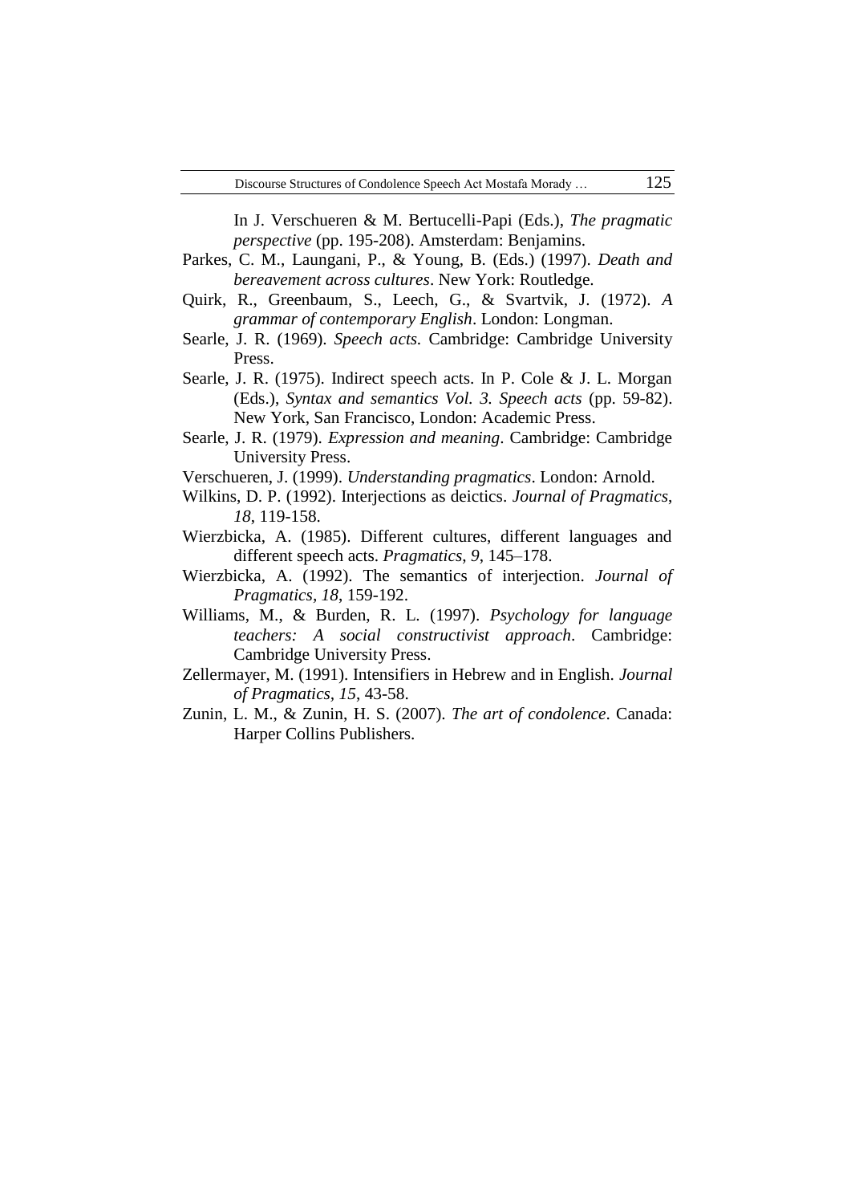In J. Verschueren & M. Bertucelli-Papi (Eds.), *The pragmatic perspective* (pp. 195-208). Amsterdam: Benjamins.

Parkes, C. M., Laungani, P., & Young, B. (Eds.) (1997). *Death and bereavement across cultures*. New York: Routledge.

Quirk, R., Greenbaum, S., Leech, G., & Svartvik, J. (1972). *A grammar of contemporary English*. London: Longman.

Searle, J. R. (1969). *Speech acts*. Cambridge: Cambridge University Press.

Searle, J. R. (1975). Indirect speech acts. In P. Cole & J. L. Morgan (Eds.), *Syntax and semantics Vol. 3. Speech acts* (pp. 59-82). New York, San Francisco, London: Academic Press.

Searle, J. R. (1979). *Expression and meaning*. Cambridge: Cambridge University Press.

Verschueren, J. (1999). *Understanding pragmatics*. London: Arnold.

Wilkins, D. P. (1992). Interjections as deictics. *Journal of Pragmatics*, *18*, 119-158.

Wierzbicka, A. (1985). Different cultures, different languages and different speech acts. *Pragmatics*, *9*, 145–178.

Wierzbicka, A. (1992). The semantics of interjection. *Journal of Pragmatics, 18*, 159-192.

Williams, M., & Burden, R. L. (1997). *Psychology for language teachers: A social constructivist approach*. Cambridge: Cambridge University Press.

Zellermayer, M. (1991). Intensifiers in Hebrew and in English. *Journal of Pragmatics*, *15*, 43-58.

Zunin, L. M., & Zunin, H. S. (2007). *The art of condolence*. Canada: Harper Collins Publishers.